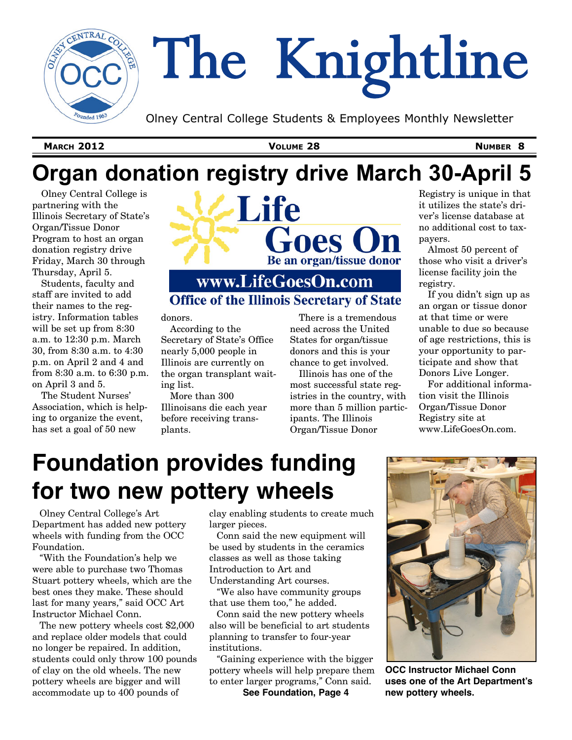# The Knightline

Olney Central College Students & Employees Monthly Newsletter

**MARCH 2012** — **VOLUME 28** — **NUMBER 8**

# Organ donation registry drive March 30-April 5

Olney Central College is partnering with the Illinois Secretary of State's Organ/Tissue Donor Program to host an organ donation registry drive Friday, March 30 through Thursday, April 5.

Students, faculty and staff are invited to add their names to the registry. Information tables will be set up from 8:30 a.m. to 12:30 p.m. March 30, from 8:30 a.m. to 4:30 p.m. on April 2 and 4 and from 8:30 a.m. to 6:30 p.m. on April 3 and 5.

The Student Nurses' Association, which is helping to organize the event, has set a goal of 50 new donors.

Life Goes On
Be an organ/tissue donor
www.LifeGoesOn.com
Office of the Illinois Secretary of State

According to the Secretary of State's Office nearly 5,000 people in Illinois are currently on the organ transplant waiting list.

More than 300 Illinoisans die each year before receiving transplants.

There is a tremendous need across the United States for organ/tissue donors and this is your chance to get involved.

Illinois has one of the most successful state registries in the country, with more than 5 million participants. The Illinois Organ/Tissue Donor Registry is unique in that it utilizes the state's driver's license database at no additional cost to taxpayers.

Almost 50 percent of those who visit a driver's license facility join the registry.

If you didn't sign up as an organ or tissue donor at that time or were unable to due so because of age restrictions, this is your opportunity to participate and show that Donors Live Longer.

For additional information visit the Illinois Organ/Tissue Donor Registry site at www.LifeGoesOn.com.

# Foundation provides funding for two new pottery wheels

Olney Central College's Art Department has added new pottery wheels with funding from the OCC Foundation.

"With the Foundation's help we were able to purchase two Thomas Stuart pottery wheels, which are the best ones they make. These should last for many years," said OCC Art Instructor Michael Conn.

The new pottery wheels cost $2,000 and replace older models that could no longer be repaired. In addition, students could only throw 100 pounds of clay on the old wheels. The new pottery wheels are bigger and will accommodate up to 400 pounds of clay enabling students to create much larger pieces.

Conn said the new equipment will be used by students in the ceramics classes as well as those taking Introduction to Art and Understanding Art courses.

"We also have community groups that use them too," he added.

Conn said the new pottery wheels also will be beneficial to art students planning to transfer to four-year institutions.

"Gaining experience with the bigger pottery wheels will help prepare them to enter larger programs," Conn said.

**See Foundation, Page 4**

**OCC Instructor Michael Conn uses one of the Art Department's new pottery wheels.**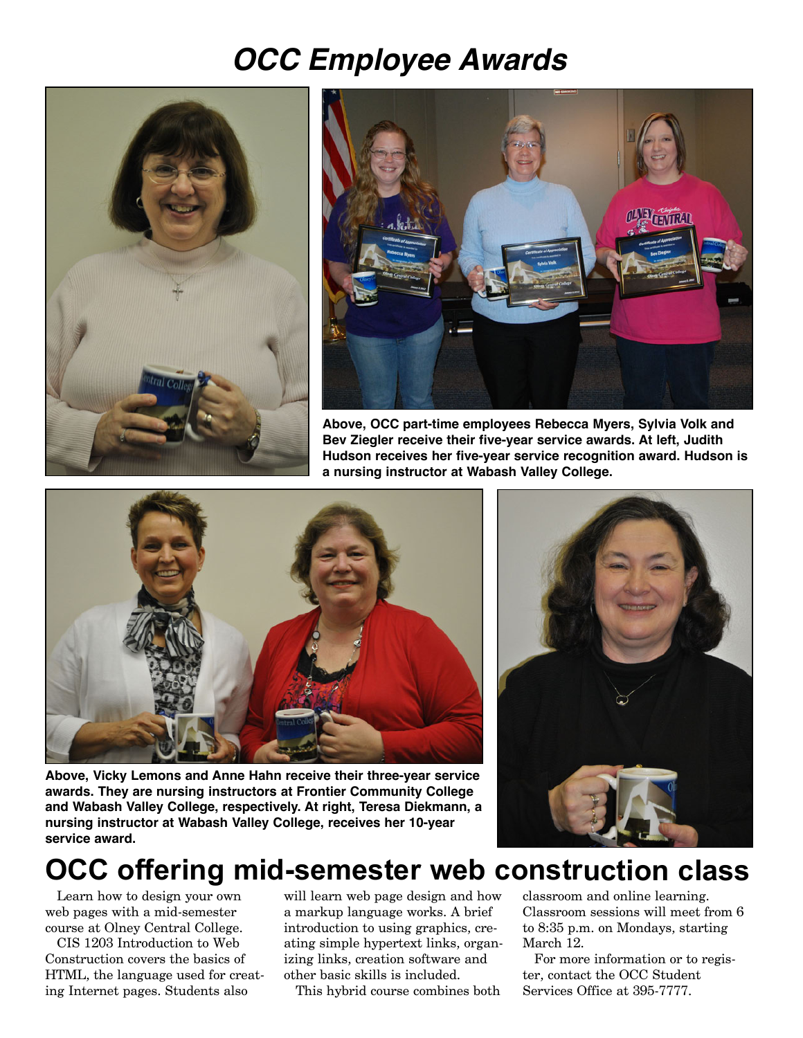# *OCC Employee Awards*

**Above, OCC part-time employees Rebecca Myers, Sylvia Volk and Bev Ziegler receive their five-year service awards. At left, Judith Hudson receives her five-year service recognition award. Hudson is a nursing instructor at Wabash Valley College.**

**Above, Vicky Lemons and Anne Hahn receive their three-year service awards. They are nursing instructors at Frontier Community College and Wabash Valley College, respectively. At right, Teresa Diekmann, a nursing instructor at Wabash Valley College, receives her 10-year service award.**

# OCC offering mid-semester web construction class

Learn how to design your own web pages with a mid-semester course at Olney Central College.

CIS 1203 Introduction to Web Construction covers the basics of HTML, the language used for creating Internet pages. Students also will learn web page design and how a markup language works. A brief introduction to using graphics, creating simple hypertext links, organizing links, creation software and other basic skills is included.

This hybrid course combines both classroom and online learning. Classroom sessions will meet from 6 to 8:35 p.m. on Mondays, starting March 12.

For more information or to register, contact the OCC Student Services Office at 395-7777.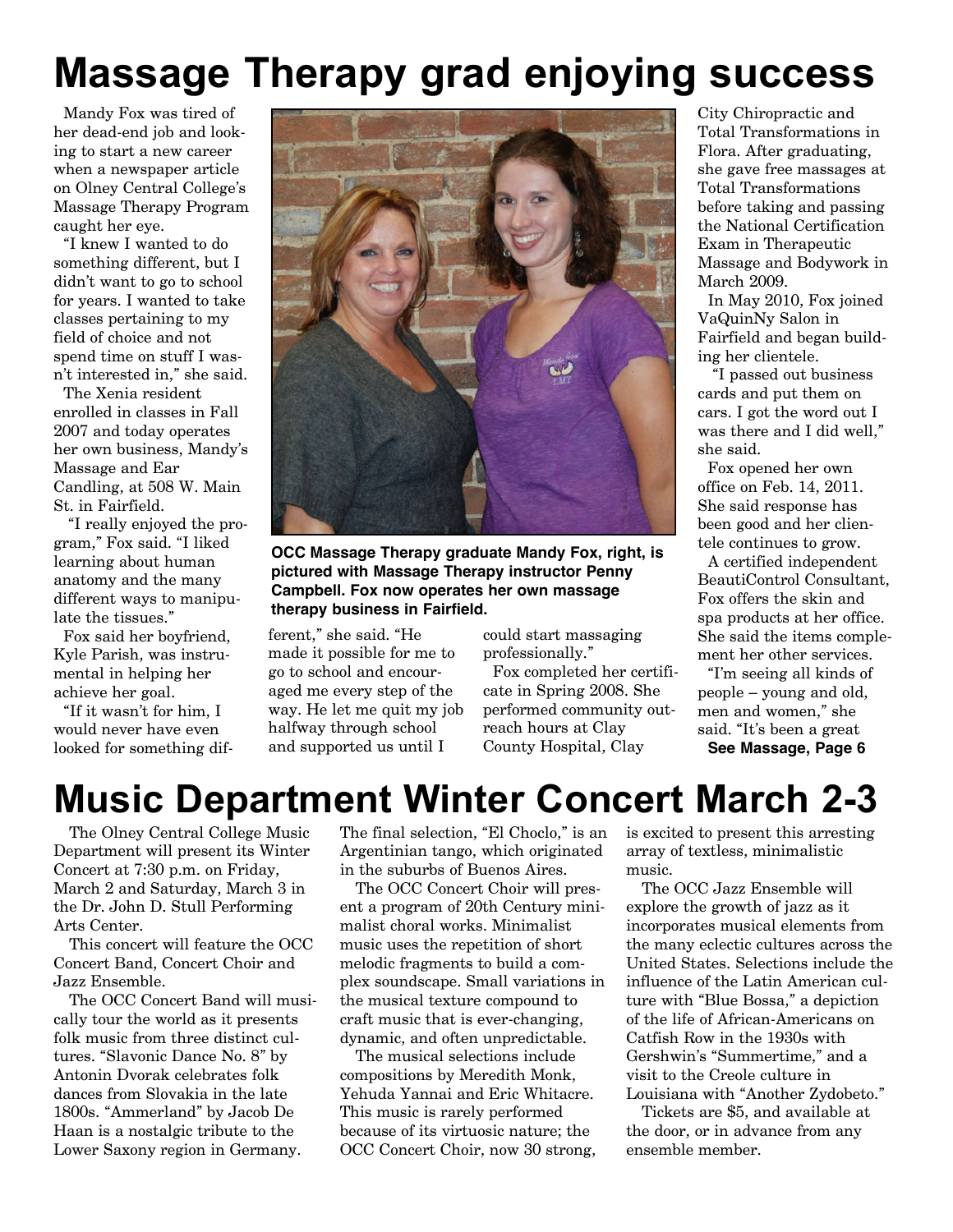# Massage Therapy grad enjoying success

Mandy Fox was tired of her dead-end job and looking to start a new career when a newspaper article on Olney Central College's Massage Therapy Program caught her eye.

"I knew I wanted to do something different, but I didn't want to go to school for years. I wanted to take classes pertaining to my field of choice and not spend time on stuff I wasn't interested in," she said.

The Xenia resident enrolled in classes in Fall 2007 and today operates her own business, Mandy's Massage and Ear Candling, at 508 W. Main St. in Fairfield.

"I really enjoyed the program," Fox said. "I liked learning about human anatomy and the many different ways to manipulate the tissues."

Fox said her boyfriend, Kyle Parish, was instrumental in helping her achieve her goal.

"If it wasn't for him, I would never have even looked for something different," she said. "He made it possible for me to go to school and encouraged me every step of the way. He let me quit my job halfway through school and supported us until I could start massaging professionally."

**OCC Massage Therapy graduate Mandy Fox, right, is pictured with Massage Therapy instructor Penny Campbell. Fox now operates her own massage therapy business in Fairfield.**

Fox completed her certificate in Spring 2008. She performed community outreach hours at Clay County Hospital, Clay City Chiropractic and Total Transformations in Flora. After graduating, she gave free massages at Total Transformations before taking and passing the National Certification Exam in Therapeutic Massage and Bodywork in March 2009.

In May 2010, Fox joined VaQuinNy Salon in Fairfield and began building her clientele.

"I passed out business cards and put them on cars. I got the word out I was there and I did well," she said.

Fox opened her own office on Feb. 14, 2011. She said response has been good and her clientele continues to grow.

A certified independent BeautiControl Consultant, Fox offers the skin and spa products at her office. She said the items complement her other services.

"I'm seeing all kinds of people – young and old, men and women," she said. "It's been a great

**See Massage, Page 6**

# Music Department Winter Concert March 2-3

The Olney Central College Music Department will present its Winter Concert at 7:30 p.m. on Friday, March 2 and Saturday, March 3 in the Dr. John D. Stull Performing Arts Center.

This concert will feature the OCC Concert Band, Concert Choir and Jazz Ensemble.

The OCC Concert Band will musically tour the world as it presents folk music from three distinct cultures. "Slavonic Dance No. 8" by Antonin Dvorak celebrates folk dances from Slovakia in the late 1800s. "Ammerland" by Jacob De Haan is a nostalgic tribute to the Lower Saxony region in Germany. The final selection, "El Choclo," is an Argentinian tango, which originated in the suburbs of Buenos Aires.

The OCC Concert Choir will present a program of 20th Century minimalist choral works. Minimalist music uses the repetition of short melodic fragments to build a complex soundscape. Small variations in the musical texture compound to craft music that is ever-changing, dynamic, and often unpredictable.

The musical selections include compositions by Meredith Monk, Yehuda Yannai and Eric Whitacre. This music is rarely performed because of its virtuosic nature; the OCC Concert Choir, now 30 strong, is excited to present this arresting array of textless, minimalistic music.

The OCC Jazz Ensemble will explore the growth of jazz as it incorporates musical elements from the many eclectic cultures across the United States. Selections include the influence of the Latin American culture with "Blue Bossa," a depiction of the life of African-Americans on Catfish Row in the 1930s with Gershwin's "Summertime," and a visit to the Creole culture in Louisiana with "Another Zydobeto."

Tickets are $5, and available at the door, or in advance from any ensemble member.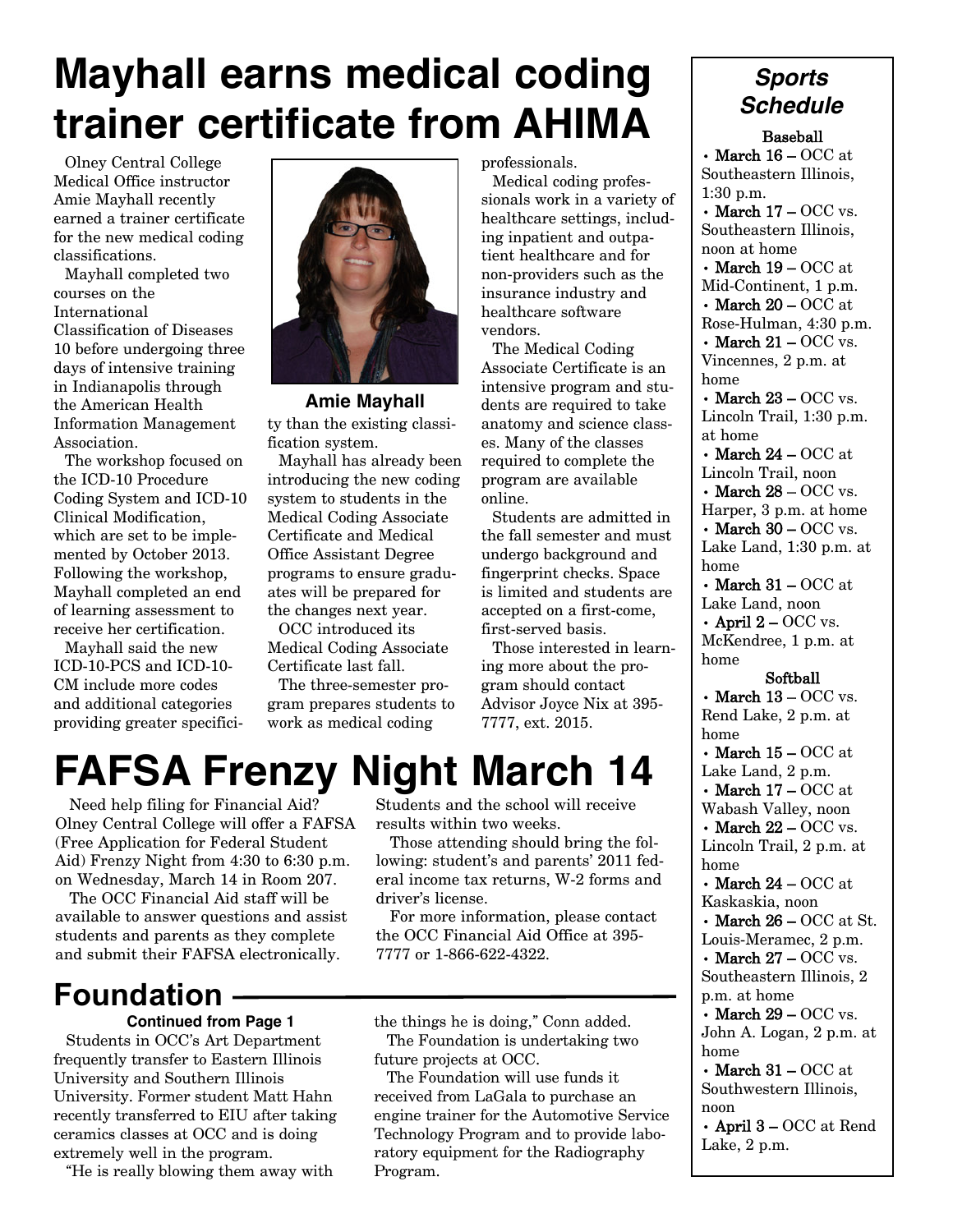# Mayhall earns medical coding trainer certificate from AHIMA

Olney Central College Medical Office instructor Amie Mayhall recently earned a trainer certificate for the new medical coding classifications.

Mayhall completed two courses on the International Classification of Diseases 10 before undergoing three days of intensive training in Indianapolis through the American Health Information Management Association.

The workshop focused on the ICD-10 Procedure Coding System and ICD-10 Clinical Modification, which are set to be implemented by October 2013. Following the workshop, Mayhall completed an end of learning assessment to receive her certification.

Mayhall said the new ICD-10-PCS and ICD-10-CM include more codes and additional categories providing greater specificity than the existing classification system.

**Amie Mayhall**

Mayhall has already been introducing the new coding system to students in the Medical Coding Associate Certificate and Medical Office Assistant Degree programs to ensure graduates will be prepared for the changes next year.

OCC introduced its Medical Coding Associate Certificate last fall.

The three-semester program prepares students to work as medical coding professionals.

Medical coding professionals work in a variety of healthcare settings, including inpatient and outpatient healthcare and for non-providers such as the insurance industry and healthcare software vendors.

The Medical Coding Associate Certificate is an intensive program and students are required to take anatomy and science classes. Many of the classes required to complete the program are available online.

Students are admitted in the fall semester and must undergo background and fingerprint checks. Space is limited and students are accepted on a first-come, first-served basis.

Those interested in learning more about the program should contact Advisor Joyce Nix at 395-7777, ext. 2015.

# FAFSA Frenzy Night March 14

Need help filing for Financial Aid? Olney Central College will offer a FAFSA (Free Application for Federal Student Aid) Frenzy Night from 4:30 to 6:30 p.m. on Wednesday, March 14 in Room 207.

The OCC Financial Aid staff will be available to answer questions and assist students and parents as they complete and submit their FAFSA electronically. Students and the school will receive results within two weeks.

Those attending should bring the following: student's and parents' 2011 federal income tax returns, W-2 forms and driver's license.

For more information, please contact the OCC Financial Aid Office at 395-7777 or 1-866-622-4322.

## Foundation

**Continued from Page 1**

Students in OCC's Art Department frequently transfer to Eastern Illinois University and Southern Illinois University. Former student Matt Hahn recently transferred to EIU after taking ceramics classes at OCC and is doing extremely well in the program.

"He is really blowing them away with the things he is doing," Conn added.

The Foundation is undertaking two future projects at OCC.

The Foundation will use funds it received from LaGala to purchase an engine trainer for the Automotive Service Technology Program and to provide laboratory equipment for the Radiography Program.

## *Sports Schedule*

**Baseball**

- **March 16 –** OCC at Southeastern Illinois, 1:30 p.m.
- **March 17 –** OCC vs. Southeastern Illinois, noon at home
- **March 19 –** OCC at Mid-Continent, 1 p.m.
- **March 20 –** OCC at Rose-Hulman, 4:30 p.m.
- **March 21 –** OCC vs. Vincennes, 2 p.m. at home
- **March 23 –** OCC vs. Lincoln Trail, 1:30 p.m. at home
- **March 24 –** OCC at Lincoln Trail, noon
- **March 28 –** OCC vs. Harper, 3 p.m. at home
- **March 30 –** OCC vs. Lake Land, 1:30 p.m. at home
- **March 31 –** OCC at Lake Land, noon
- **April 2 –** OCC vs. McKendree, 1 p.m. at home

**Softball**

- **March 13 –** OCC vs. Rend Lake, 2 p.m. at home
- **March 15 –** OCC at Lake Land, 2 p.m.
- **March 17 –** OCC at Wabash Valley, noon
- **March 22 –** OCC vs. Lincoln Trail, 2 p.m. at home
- **March 24 –** OCC at Kaskaskia, noon
- **March 26 –** OCC at St. Louis-Meramec, 2 p.m.
- **March 27 –** OCC vs. Southeastern Illinois, 2 p.m. at home
- **March 29 –** OCC vs. John A. Logan, 2 p.m. at home
- **March 31 –** OCC at Southwestern Illinois, noon
- **April 3 –** OCC at Rend Lake, 2 p.m.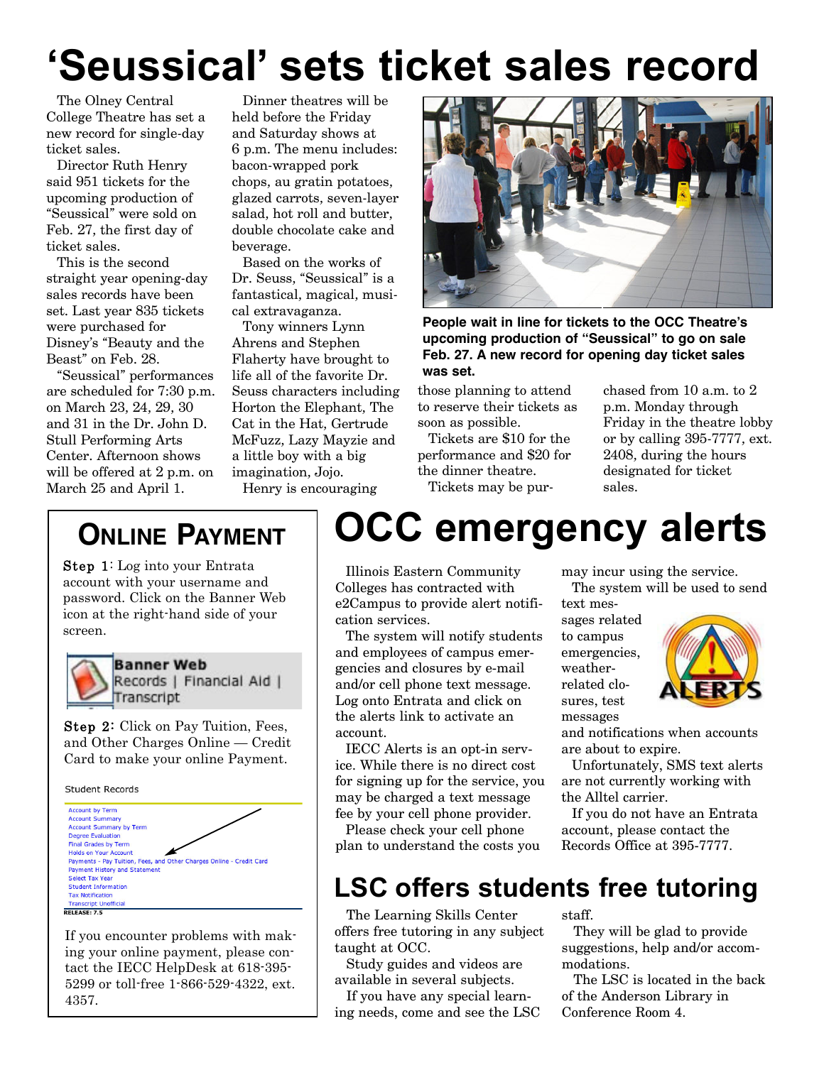# 'Seussical' sets ticket sales record

The Olney Central College Theatre has set a new record for single-day ticket sales.

Director Ruth Henry said 951 tickets for the upcoming production of "Seussical" were sold on Feb. 27, the first day of ticket sales.

This is the second straight year opening-day sales records have been set. Last year 835 tickets were purchased for Disney's "Beauty and the Beast" on Feb. 28.

"Seussical" performances are scheduled for 7:30 p.m. on March 23, 24, 29, 30 and 31 in the Dr. John D. Stull Performing Arts Center. Afternoon shows will be offered at 2 p.m. on March 25 and April 1.

Dinner theatres will be held before the Friday and Saturday shows at 6 p.m. The menu includes: bacon-wrapped pork chops, au gratin potatoes, glazed carrots, seven-layer salad, hot roll and butter, double chocolate cake and beverage.

Based on the works of Dr. Seuss, "Seussical" is a fantastical, magical, musical extravaganza.

Tony winners Lynn Ahrens and Stephen Flaherty have brought to life all of the favorite Dr. Seuss characters including Horton the Elephant, The Cat in the Hat, Gertrude McFuzz, Lazy Mayzie and a little boy with a big imagination, Jojo.

Henry is encouraging those planning to attend to reserve their tickets as soon as possible.

Tickets are $10 for the performance and $20 for the dinner theatre.

Tickets may be purchased from 10 a.m. to 2 p.m. Monday through Friday in the theatre lobby or by calling 395-7777, ext. 2408, during the hours designated for ticket sales.

**People wait in line for tickets to the OCC Theatre's upcoming production of "Seussical" to go on sale Feb. 27. A new record for opening day ticket sales was set.**

## Online Payment

Step 1: Log into your Entrata account with your username and password. Click on the Banner Web icon at the right-hand side of your screen.

Step 2: Click on Pay Tuition, Fees, and Other Charges Online — Credit Card to make your online Payment.

If you encounter problems with making your online payment, please contact the IECC HelpDesk at 618-395-5299 or toll-free 1-866-529-4322, ext. 4357.

# OCC emergency alerts

Illinois Eastern Community Colleges has contracted with e2Campus to provide alert notification services.

The system will notify students and employees of campus emergencies and closures by e-mail and/or cell phone text message. Log onto Entrata and click on the alerts link to activate an account.

IECC Alerts is an opt-in service. While there is no direct cost for signing up for the service, you may be charged a text message fee by your cell phone provider.

Please check your cell phone plan to understand the costs you may incur using the service.

The system will be used to send text messages related to campus emergencies, weather-related closures, test messages and notifications when accounts are about to expire.

Unfortunately, SMS text alerts are not currently working with the Alltel carrier.

If you do not have an Entrata account, please contact the Records Office at 395-7777.

# LSC offers students free tutoring

The Learning Skills Center offers free tutoring in any subject taught at OCC.

Study guides and videos are available in several subjects.

If you have any special learning needs, come and see the LSC staff.

They will be glad to provide suggestions, help and/or accommodations.

The LSC is located in the back of the Anderson Library in Conference Room 4.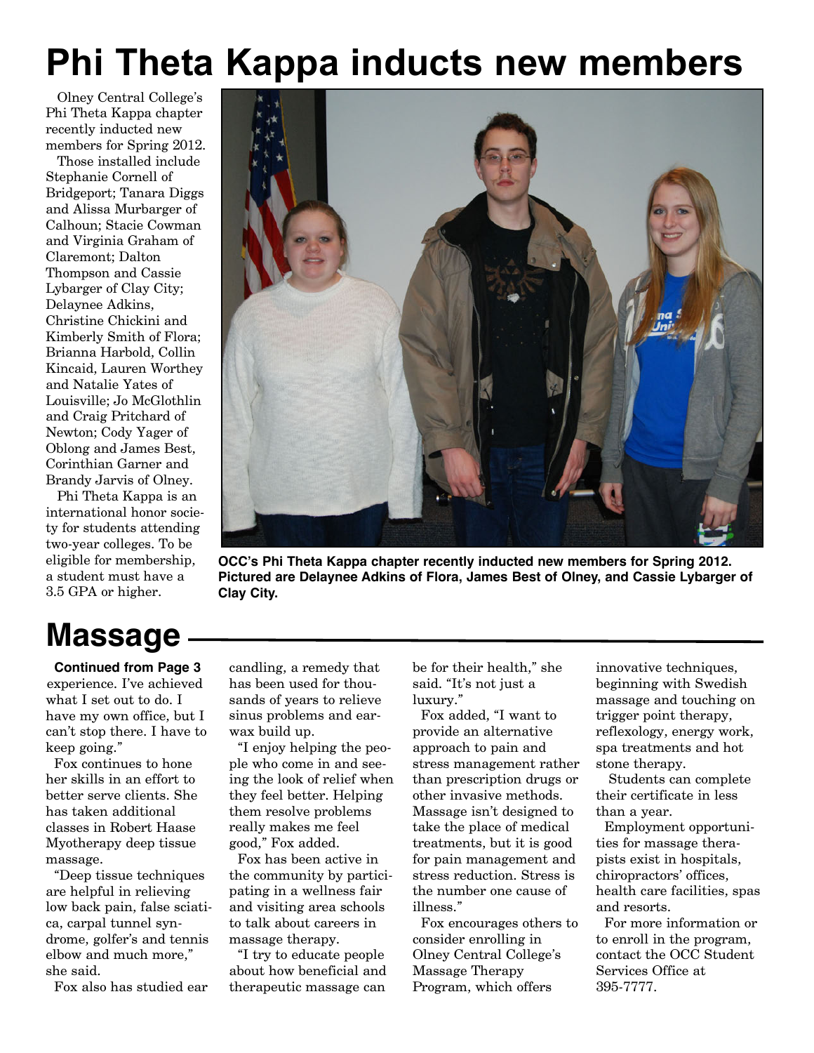# Phi Theta Kappa inducts new members

Olney Central College's Phi Theta Kappa chapter recently inducted new members for Spring 2012.

Those installed include Stephanie Cornell of Bridgeport; Tanara Diggs and Alissa Murbarger of Calhoun; Stacie Cowman and Virginia Graham of Claremont; Dalton Thompson and Cassie Lybarger of Clay City; Delaynee Adkins, Christine Chickini and Kimberly Smith of Flora; Brianna Harbold, Collin Kincaid, Lauren Worthey and Natalie Yates of Louisville; Jo McGlothlin and Craig Pritchard of Newton; Cody Yager of Oblong and James Best, Corinthian Garner and Brandy Jarvis of Olney.

Phi Theta Kappa is an international honor society for students attending two-year colleges. To be eligible for membership, a student must have a 3.5 GPA or higher.

**OCC's Phi Theta Kappa chapter recently inducted new members for Spring 2012. Pictured are Delaynee Adkins of Flora, James Best of Olney, and Cassie Lybarger of Clay City.**

# Massage

**Continued from Page 3**

experience. I've achieved what I set out to do. I have my own office, but I can't stop there. I have to keep going."

Fox continues to hone her skills in an effort to better serve clients. She has taken additional classes in Robert Haase Myotherapy deep tissue massage.

"Deep tissue techniques are helpful in relieving low back pain, false sciatica, carpal tunnel syndrome, golfer's and tennis elbow and much more," she said.

Fox also has studied ear candling, a remedy that has been used for thousands of years to relieve sinus problems and earwax build up.

"I enjoy helping the people who come in and seeing the look of relief when they feel better. Helping them resolve problems really makes me feel good," Fox added.

Fox has been active in the community by participating in a wellness fair and visiting area schools to talk about careers in massage therapy.

"I try to educate people about how beneficial and therapeutic massage can be for their health," she said. "It's not just a luxury."

Fox added, "I want to provide an alternative approach to pain and stress management rather than prescription drugs or other invasive methods. Massage isn't designed to take the place of medical treatments, but it is good for pain management and stress reduction. Stress is the number one cause of illness."

Fox encourages others to consider enrolling in Olney Central College's Massage Therapy Program, which offers innovative techniques, beginning with Swedish massage and touching on trigger point therapy, reflexology, energy work, spa treatments and hot stone therapy.

Students can complete their certificate in less than a year.

Employment opportunities for massage therapists exist in hospitals, chiropractors' offices, health care facilities, spas and resorts.

For more information or to enroll in the program, contact the OCC Student Services Office at 395-7777.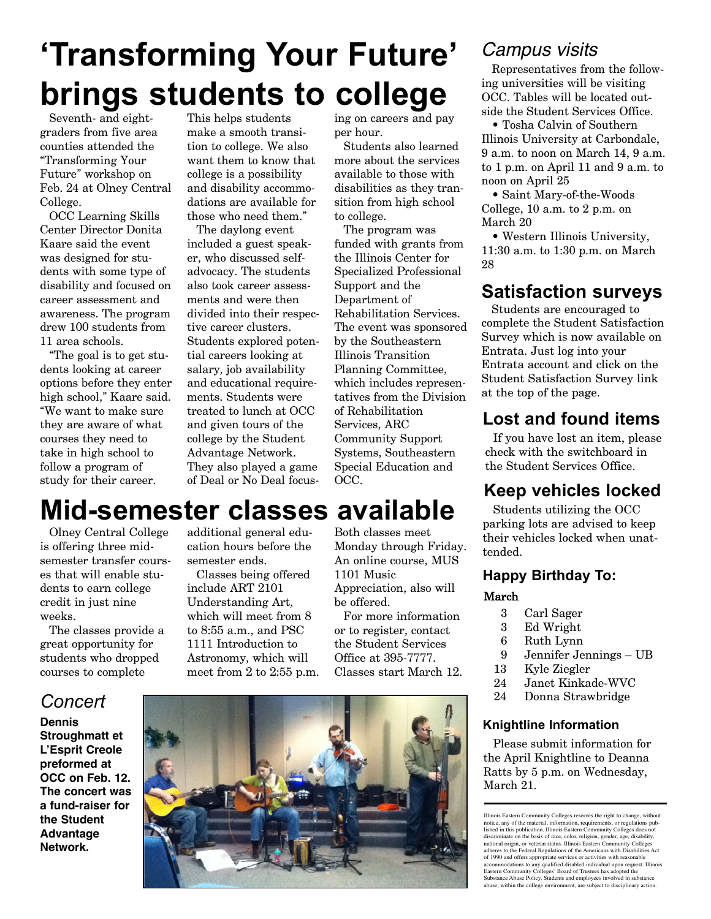# 'Transforming Your Future' brings students to college

Seventh- and eighth-graders from five area counties attended the "Transforming Your Future" workshop on Feb. 24 at Olney Central College.

OCC Learning Skills Center Director Donita Kaare said the event was designed for students with some type of disability and focused on career assessment and awareness. The program drew 100 students from 11 area schools.

"The goal is to get students looking at career options before they enter high school," Kaare said. "We want to make sure they are aware of what courses they need to take in high school to follow a program of study for their career. This helps students make a smooth transition to college. We also want them to know that college is a possibility and disability accommodations are available for those who need them."

The daylong event included a guest speaker, who discussed self-advocacy. The students also took career assessments and were then divided into their respective career clusters. Students explored potential careers looking at salary, job availability and educational requirements. Students were treated to lunch at OCC and given tours of the college by the Student Advantage Network. They also played a game of Deal or No Deal focusing on careers and pay per hour.

Students also learned more about the services available to those with disabilities as they transition from high school to college.

The program was funded with grants from the Illinois Center for Specialized Professional Support and the Department of Rehabilitation Services. The event was sponsored by the Southeastern Illinois Transition Planning Committee, which includes representatives from the Division of Rehabilitation Services, ARC Community Support Systems, Southeastern Special Education and OCC.

# Mid-semester classes available

Olney Central College is offering three mid-semester transfer courses that will enable students to earn college credit in just nine weeks.

The classes provide a great opportunity for students who dropped courses to complete additional general education hours before the semester ends.

Classes being offered include ART 2101 Understanding Art, which will meet from 8 to 8:55 a.m., and PSC 1111 Introduction to Astronomy, which will meet from 2 to 2:55 p.m. Both classes meet Monday through Friday. An online course, MUS 1101 Music Appreciation, also will be offered.

For more information or to register, contact the Student Services Office at 395-7777. Classes start March 12.

## *Concert*

**Dennis Stroughmatt et L'Esprit Creole preformed at OCC on Feb. 12. The concert was a fund-raiser for the Student Advantage Network.**

## *Campus visits*

Representatives from the following universities will be visiting OCC. Tables will be located outside the Student Services Office.

- Tosha Calvin of Southern Illinois University at Carbondale, 9 a.m. to noon on March 14, 9 a.m. to 1 p.m. on April 11 and 9 a.m. to noon on April 25
- Saint Mary-of-the-Woods College, 10 a.m. to 2 p.m. on March 20
- Western Illinois University, 11:30 a.m. to 1:30 p.m. on March 28

## Satisfaction surveys

Students are encouraged to complete the Student Satisfaction Survey which is now available on Entrata. Just log into your Entrata account and click on the Student Satisfaction Survey link at the top of the page.

## Lost and found items

If you have lost an item, please check with the switchboard in the Student Services Office.

## Keep vehicles locked

Students utilizing the OCC parking lots are advised to keep their vehicles locked when unattended.

### Happy Birthday To:

**March**

3 Carl Sager
3 Ed Wright
6 Ruth Lynn
9 Jennifer Jennings – UB
13 Kyle Ziegler
24 Janet Kinkade-WVC
24 Donna Strawbridge

### Knightline Information

Please submit information for the April Knightline to Deanna Ratts by 5 p.m. on Wednesday, March 21.

Illinois Eastern Community Colleges reserves the right to change, without notice, any of the material, information, requirements, or regulations published in this publication. Illinois Eastern Community Colleges does not discriminate on the basis of race, color, religion, gender, age, disability, national origin, or veteran status. Illinois Eastern Community Colleges adheres to the Federal Regulations of the Americans with Disabilities Act of 1990 and offers appropriate services or activities with reasonable accommodations to any qualified disabled individual upon request. Illinois Eastern Community Colleges' Board of Trustees has adopted the Substance Abuse Policy. Students and employees involved in substance abuse, within the college environment, are subject to disciplinary action.